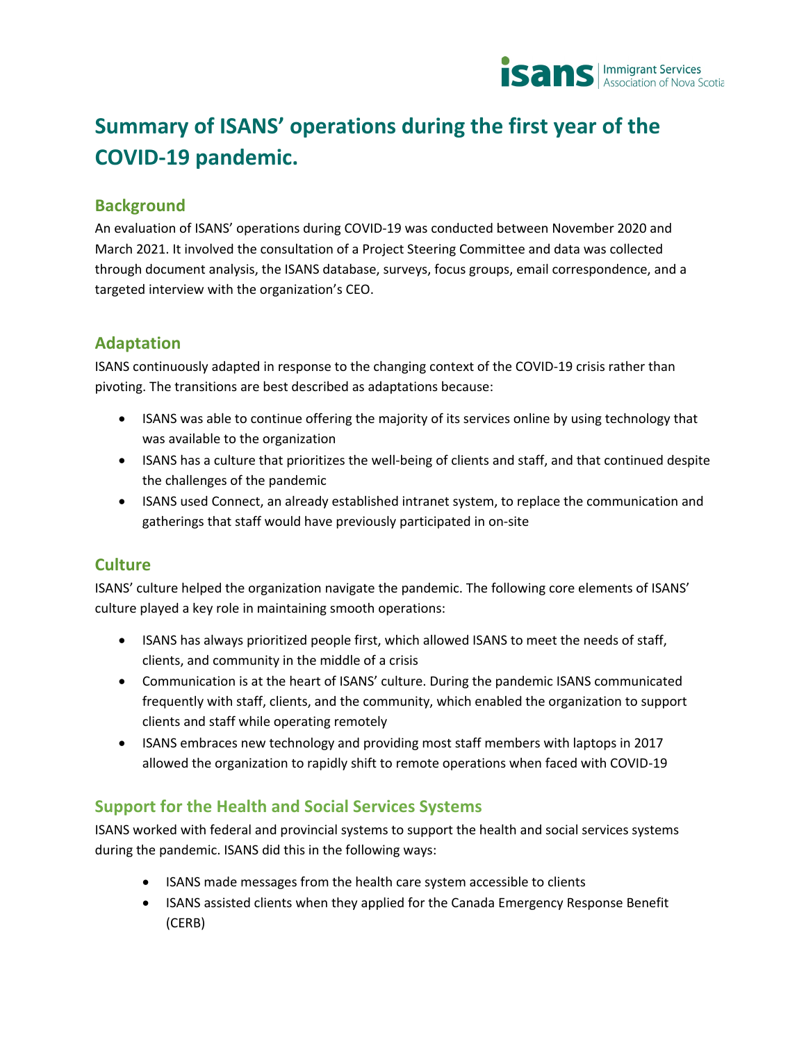# Summary of ISANS' operations during the first year of the COVID-19 pandemic.

## Background

An evaluation of ISANS' operations during COVID-19 was conducted between November 2020 and March 2021. It involved the consultation of a Project Steering Committee and data was collected through document analysis, the ISANS database, surveys, focus groups, email correspondence, and a targeted interview with the organization's CEO.

## Adaptation

ISANS continuously adapted in response to the changing context of the COVID-19 crisis rather than pivoting. The transitions are best described as adaptations because:

- ISANS was able to continue offering the majority of its services online by using technology that was available to the organization
- ISANS has a culture that prioritizes the well-being of clients and staff, and that continued despite the challenges of the pandemic
- ISANS used Connect, an already established intranet system, to replace the communication and gatherings that staff would have previously participated in on-site

## Culture

ISANS' culture helped the organization navigate the pandemic. The following core elements of ISANS' culture played a key role in maintaining smooth operations:

- ISANS has always prioritized people first, which allowed ISANS to meet the needs of staff, clients, and community in the middle of a crisis
- Communication is at the heart of ISANS' culture. During the pandemic ISANS communicated frequently with staff, clients, and the community, which enabled the organization to support clients and staff while operating remotely
- ISANS embraces new technology and providing most staff members with laptops in 2017 allowed the organization to rapidly shift to remote operations when faced with COVID-19

## Support for the Health and Social Services Systems

ISANS worked with federal and provincial systems to support the health and social services systems during the pandemic. ISANS did this in the following ways:

- ISANS made messages from the health care system accessible to clients
- ISANS assisted clients when they applied for the Canada Emergency Response Benefit (CERB)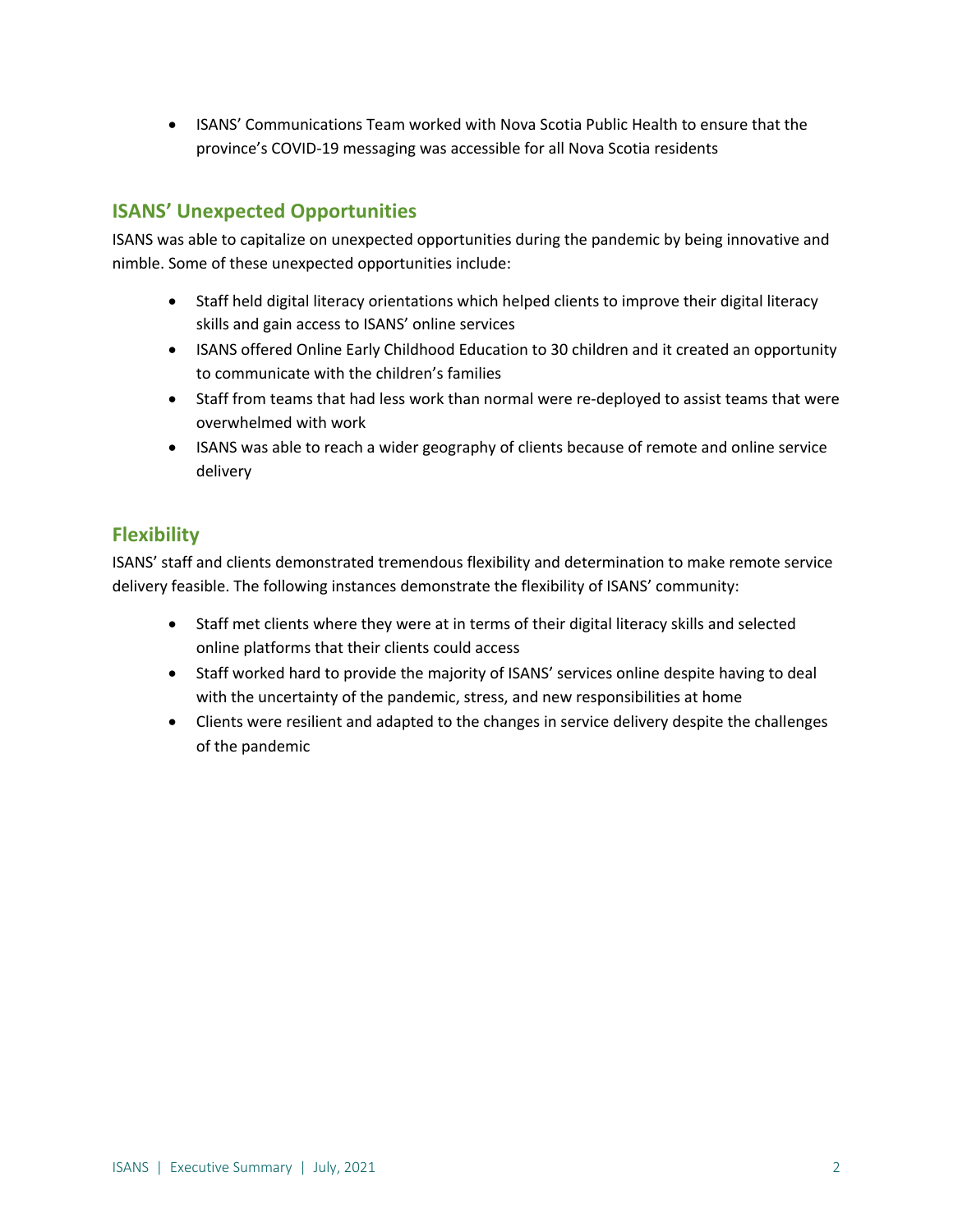- ISANS' Communications Team worked with Nova Scotia Public Health to ensure that the province's COVID-19 messaging was accessible for all Nova Scotia residents

## ISANS' Unexpected Opportunities

ISANS was able to capitalize on unexpected opportunities during the pandemic by being innovative and nimble. Some of these unexpected opportunities include:

- Staff held digital literacy orientations which helped clients to improve their digital literacy skills and gain access to ISANS' online services
- ISANS offered Online Early Childhood Education to 30 children and it created an opportunity to communicate with the children's families
- Staff from teams that had less work than normal were re-deployed to assist teams that were overwhelmed with work
- ISANS was able to reach a wider geography of clients because of remote and online service delivery

## Flexibility

ISANS' staff and clients demonstrated tremendous flexibility and determination to make remote service delivery feasible. The following instances demonstrate the flexibility of ISANS' community:

- Staff met clients where they were at in terms of their digital literacy skills and selected online platforms that their clients could access
- Staff worked hard to provide the majority of ISANS' services online despite having to deal with the uncertainty of the pandemic, stress, and new responsibilities at home
- Clients were resilient and adapted to the changes in service delivery despite the challenges of the pandemic